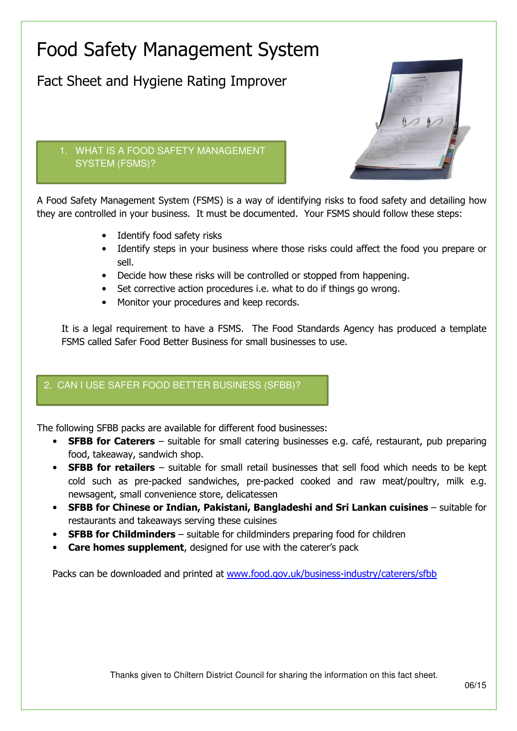# Food Safety Management System

## Fact Sheet and Hygiene Rating Improver

### 1. WHAT IS A FOOD SAFETY MANAGEMENT SYSTEM (FSMS)?

A Food Safety Management System (FSMS) is a way of identifying risks to food safety and detailing how they are controlled in your business. It must be documented. Your FSMS should follow these steps:

- Identify food safety risks
- Identify steps in your business where those risks could affect the food you prepare or sell.
- Decide how these risks will be controlled or stopped from happening.
- Set corrective action procedures i.e. what to do if things go wrong.
- Monitor your procedures and keep records.

It is a legal requirement to have a FSMS. The Food Standards Agency has produced a template FSMS called Safer Food Better Business for small businesses to use.

### 2. CAN I USE SAFER FOOD BETTER BUSINESS (SFBB)?

The following SFBB packs are available for different food businesses:

- **SFBB for Caterers** – suitable for small catering businesses e.g. café, restaurant, pub preparing food, takeaway, sandwich shop.
- **SFBB for retailers** – suitable for small retail businesses that sell food which needs to be kept cold such as pre-packed sandwiches, pre-packed cooked and raw meat/poultry, milk e.g. newsagent, small convenience store, delicatessen
- **SFBB for Chinese or Indian, Pakistani, Bangladeshi and Sri Lankan cuisines** – suitable for restaurants and takeaways serving these cuisines
- **SFBB for Childminders** – suitable for childminders preparing food for children
- **Care homes supplement**, designed for use with the caterer's pack

Packs can be downloaded and printed at www.food.gov.uk/business-industry/caterers/sfbb

Thanks given to Chiltern District Council for sharing the information on this fact sheet.

06/15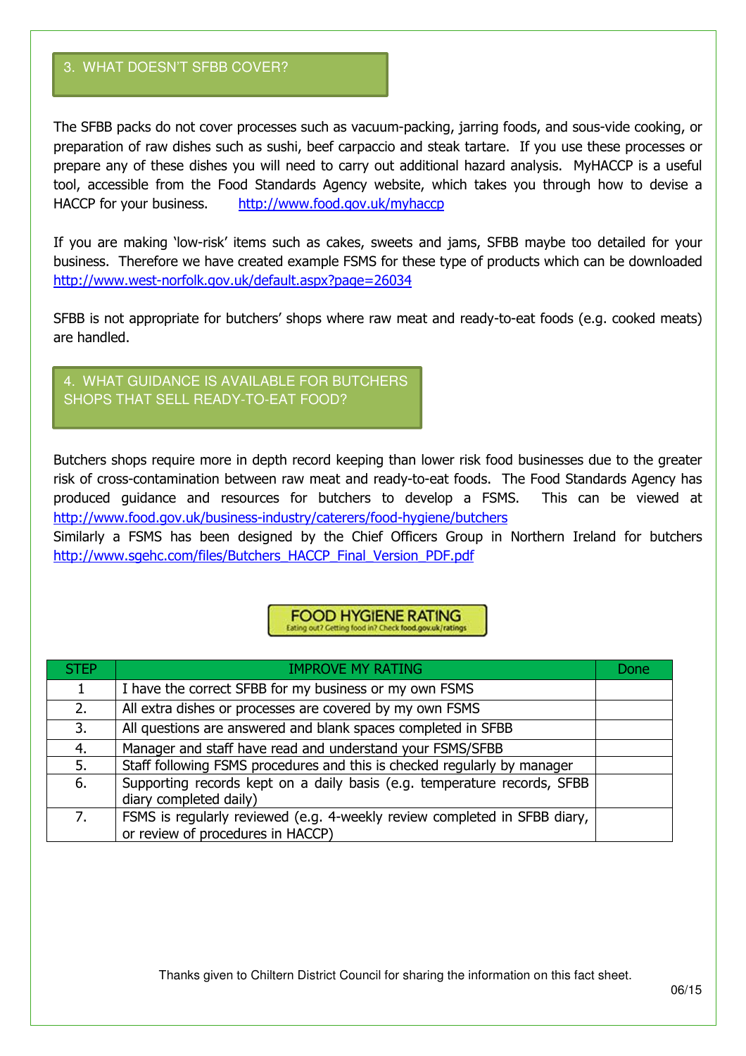## 3. WHAT DOESN'T SFBB COVER?

The SFBB packs do not cover processes such as vacuum-packing, jarring foods, and sous-vide cooking, or preparation of raw dishes such as sushi, beef carpaccio and steak tartare. If you use these processes or prepare any of these dishes you will need to carry out additional hazard analysis. MyHACCP is a useful tool, accessible from the Food Standards Agency website, which takes you through how to devise a HACCP for your business. http://www.food.gov.uk/myhaccp

If you are making 'low-risk' items such as cakes, sweets and jams, SFBB maybe too detailed for your business. Therefore we have created example FSMS for these type of products which can be downloaded http://www.west-norfolk.gov.uk/default.aspx?page=26034

SFBB is not appropriate for butchers' shops where raw meat and ready-to-eat foods (e.g. cooked meats) are handled.

## 4. WHAT GUIDANCE IS AVAILABLE FOR BUTCHERS SHOPS THAT SELL READY-TO-EAT FOOD?

Butchers shops require more in depth record keeping than lower risk food businesses due to the greater risk of cross-contamination between raw meat and ready-to-eat foods. The Food Standards Agency has produced guidance and resources for butchers to develop a FSMS. This can be viewed at http://www.food.gov.uk/business-industry/caterers/food-hygiene/butchers

Similarly a FSMS has been designed by the Chief Officers Group in Northern Ireland for butchers http://www.sgehc.com/files/Butchers_HACCP_Final_Version_PDF.pdf

FOOD HYGIENE RATING
Eating out? Getting food in? Check food.gov.uk/ratings

| STEP | IMPROVE MY RATING | Done |
|---|---|---|
| 1 | I have the correct SFBB for my business or my own FSMS | |
| 2. | All extra dishes or processes are covered by my own FSMS | |
| 3. | All questions are answered and blank spaces completed in SFBB | |
| 4. | Manager and staff have read and understand your FSMS/SFBB | |
| 5. | Staff following FSMS procedures and this is checked regularly by manager | |
| 6. | Supporting records kept on a daily basis (e.g. temperature records, SFBB diary completed daily) | |
| 7. | FSMS is regularly reviewed (e.g. 4-weekly review completed in SFBB diary, or review of procedures in HACCP) | |

Thanks given to Chiltern District Council for sharing the information on this fact sheet.

06/15